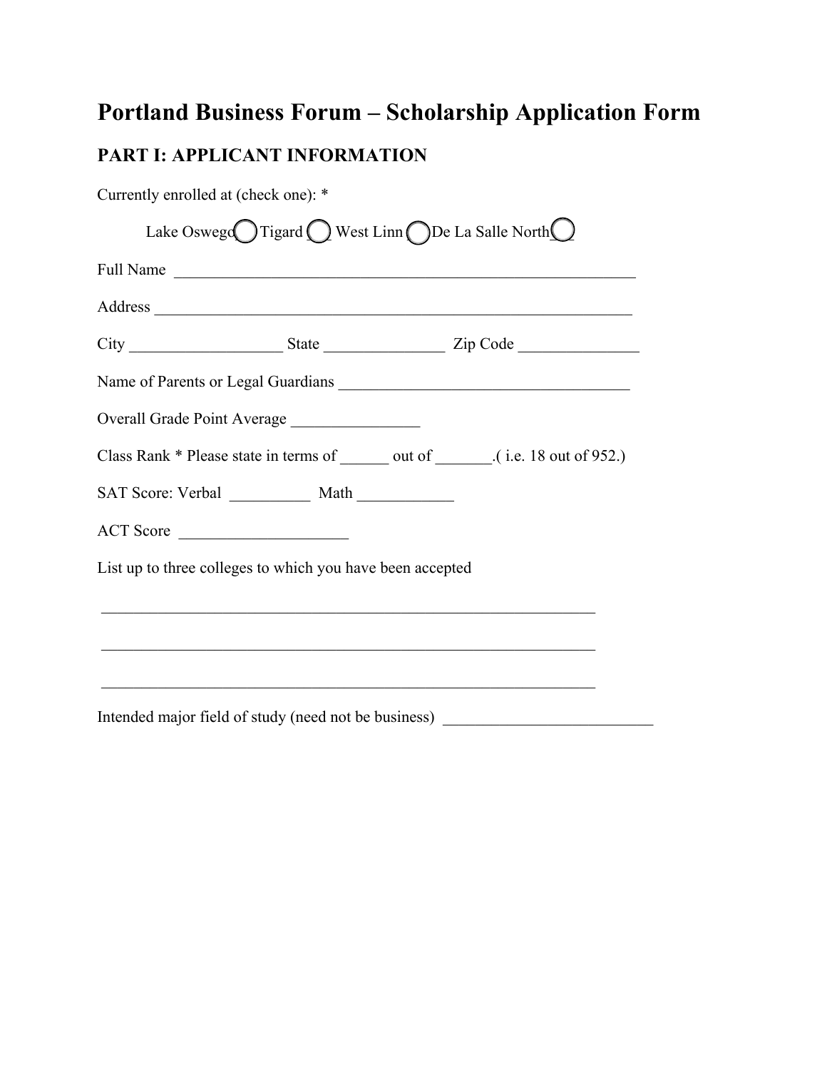# Portland Business Forum – Scholarship Application Form

## PART I: APPLICANT INFORMATION

Currently enrolled at (check one): *

Lake Oswego ◯ Tigard ◯ West Linn ◯ De La Salle North ◯

Full Name \_\_\_\_\_\_\_\_\_\_\_\_\_\_\_\_\_\_\_\_\_\_\_\_\_\_\_\_\_\_\_\_\_\_\_\_\_\_\_\_\_\_\_\_\_\_\_\_\_\_\_\_\_\_\_\_

Address \_\_\_\_\_\_\_\_\_\_\_\_\_\_\_\_\_\_\_\_\_\_\_\_\_\_\_\_\_\_\_\_\_\_\_\_\_\_\_\_\_\_\_\_\_\_\_\_\_\_\_\_\_\_\_\_\_\_

City \_\_\_\_\_\_\_\_\_\_\_\_\_\_\_\_\_\_\_ State \_\_\_\_\_\_\_\_\_\_\_\_\_\_\_ Zip Code \_\_\_\_\_\_\_\_\_\_\_\_\_\_\_

Name of Parents or Legal Guardians \_\_\_\_\_\_\_\_\_\_\_\_\_\_\_\_\_\_\_\_\_\_\_\_\_\_\_\_\_\_\_\_\_\_\_\_\_

Overall Grade Point Average \_\_\_\_\_\_\_\_\_\_\_\_\_\_\_\_

Class Rank * Please state in terms of \_\_\_\_\_\_ out of \_\_\_\_\_\_\_.( i.e. 18 out of 952.)

SAT Score: Verbal \_\_\_\_\_\_\_\_\_\_ Math \_\_\_\_\_\_\_\_\_\_\_\_

ACT Score \_\_\_\_\_\_\_\_\_\_\_\_\_\_\_\_\_\_\_\_\_

List up to three colleges to which you have been accepted

\_\_\_\_\_\_\_\_\_\_\_\_\_\_\_\_\_\_\_\_\_\_\_\_\_\_\_\_\_\_\_\_\_\_\_\_\_\_\_\_\_\_\_\_\_\_\_\_\_\_\_\_\_\_\_\_\_\_\_\_\_\_

\_\_\_\_\_\_\_\_\_\_\_\_\_\_\_\_\_\_\_\_\_\_\_\_\_\_\_\_\_\_\_\_\_\_\_\_\_\_\_\_\_\_\_\_\_\_\_\_\_\_\_\_\_\_\_\_\_\_\_\_\_\_

\_\_\_\_\_\_\_\_\_\_\_\_\_\_\_\_\_\_\_\_\_\_\_\_\_\_\_\_\_\_\_\_\_\_\_\_\_\_\_\_\_\_\_\_\_\_\_\_\_\_\_\_\_\_\_\_\_\_\_\_\_\_

Intended major field of study (need not be business) \_\_\_\_\_\_\_\_\_\_\_\_\_\_\_\_\_\_\_\_\_\_\_\_\_\_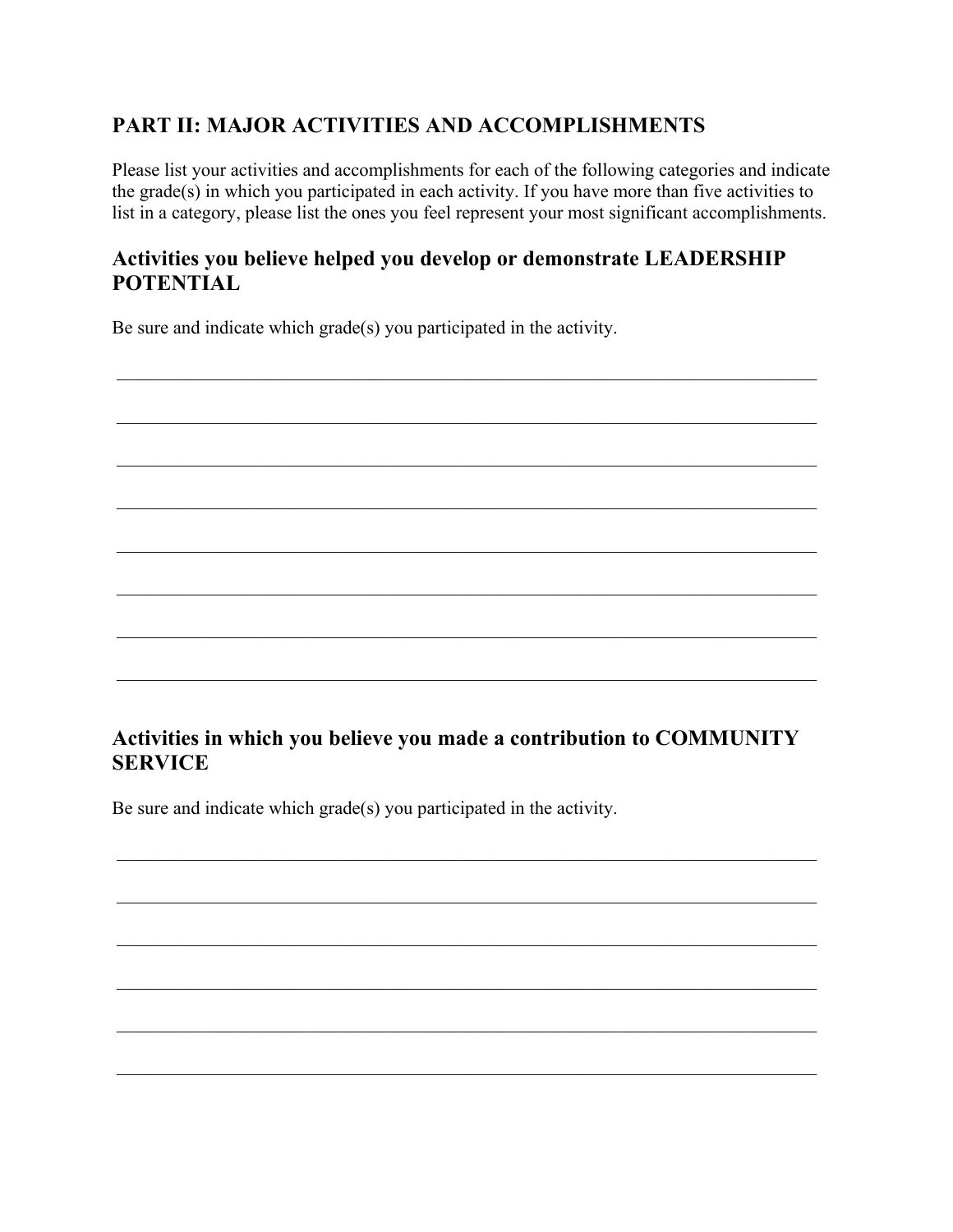## PART II: MAJOR ACTIVITIES AND ACCOMPLISHMENTS

Please list your activities and accomplishments for each of the following categories and indicate the grade(s) in which you participated in each activity. If you have more than five activities to list in a category, please list the ones you feel represent your most significant accomplishments.

### Activities you believe helped you develop or demonstrate LEADERSHIP POTENTIAL

Be sure and indicate which grade(s) you participated in the activity.

\_\_\_\_\_\_\_\_\_\_\_\_\_\_\_\_\_\_\_\_\_\_\_\_\_\_\_\_\_\_\_\_\_\_\_\_\_\_\_\_\_\_\_\_\_\_\_\_\_\_\_\_\_\_\_\_\_\_\_\_\_\_\_\_\_\_\_\_\_\_\_\_

\_\_\_\_\_\_\_\_\_\_\_\_\_\_\_\_\_\_\_\_\_\_\_\_\_\_\_\_\_\_\_\_\_\_\_\_\_\_\_\_\_\_\_\_\_\_\_\_\_\_\_\_\_\_\_\_\_\_\_\_\_\_\_\_\_\_\_\_\_\_\_\_

\_\_\_\_\_\_\_\_\_\_\_\_\_\_\_\_\_\_\_\_\_\_\_\_\_\_\_\_\_\_\_\_\_\_\_\_\_\_\_\_\_\_\_\_\_\_\_\_\_\_\_\_\_\_\_\_\_\_\_\_\_\_\_\_\_\_\_\_\_\_\_\_

\_\_\_\_\_\_\_\_\_\_\_\_\_\_\_\_\_\_\_\_\_\_\_\_\_\_\_\_\_\_\_\_\_\_\_\_\_\_\_\_\_\_\_\_\_\_\_\_\_\_\_\_\_\_\_\_\_\_\_\_\_\_\_\_\_\_\_\_\_\_\_\_

\_\_\_\_\_\_\_\_\_\_\_\_\_\_\_\_\_\_\_\_\_\_\_\_\_\_\_\_\_\_\_\_\_\_\_\_\_\_\_\_\_\_\_\_\_\_\_\_\_\_\_\_\_\_\_\_\_\_\_\_\_\_\_\_\_\_\_\_\_\_\_\_

\_\_\_\_\_\_\_\_\_\_\_\_\_\_\_\_\_\_\_\_\_\_\_\_\_\_\_\_\_\_\_\_\_\_\_\_\_\_\_\_\_\_\_\_\_\_\_\_\_\_\_\_\_\_\_\_\_\_\_\_\_\_\_\_\_\_\_\_\_\_\_\_

\_\_\_\_\_\_\_\_\_\_\_\_\_\_\_\_\_\_\_\_\_\_\_\_\_\_\_\_\_\_\_\_\_\_\_\_\_\_\_\_\_\_\_\_\_\_\_\_\_\_\_\_\_\_\_\_\_\_\_\_\_\_\_\_\_\_\_\_\_\_\_\_

\_\_\_\_\_\_\_\_\_\_\_\_\_\_\_\_\_\_\_\_\_\_\_\_\_\_\_\_\_\_\_\_\_\_\_\_\_\_\_\_\_\_\_\_\_\_\_\_\_\_\_\_\_\_\_\_\_\_\_\_\_\_\_\_\_\_\_\_\_\_\_\_

### Activities in which you believe you made a contribution to COMMUNITY SERVICE

Be sure and indicate which grade(s) you participated in the activity.

\_\_\_\_\_\_\_\_\_\_\_\_\_\_\_\_\_\_\_\_\_\_\_\_\_\_\_\_\_\_\_\_\_\_\_\_\_\_\_\_\_\_\_\_\_\_\_\_\_\_\_\_\_\_\_\_\_\_\_\_\_\_\_\_\_\_\_\_\_\_\_\_

\_\_\_\_\_\_\_\_\_\_\_\_\_\_\_\_\_\_\_\_\_\_\_\_\_\_\_\_\_\_\_\_\_\_\_\_\_\_\_\_\_\_\_\_\_\_\_\_\_\_\_\_\_\_\_\_\_\_\_\_\_\_\_\_\_\_\_\_\_\_\_\_

\_\_\_\_\_\_\_\_\_\_\_\_\_\_\_\_\_\_\_\_\_\_\_\_\_\_\_\_\_\_\_\_\_\_\_\_\_\_\_\_\_\_\_\_\_\_\_\_\_\_\_\_\_\_\_\_\_\_\_\_\_\_\_\_\_\_\_\_\_\_\_\_

\_\_\_\_\_\_\_\_\_\_\_\_\_\_\_\_\_\_\_\_\_\_\_\_\_\_\_\_\_\_\_\_\_\_\_\_\_\_\_\_\_\_\_\_\_\_\_\_\_\_\_\_\_\_\_\_\_\_\_\_\_\_\_\_\_\_\_\_\_\_\_\_

\_\_\_\_\_\_\_\_\_\_\_\_\_\_\_\_\_\_\_\_\_\_\_\_\_\_\_\_\_\_\_\_\_\_\_\_\_\_\_\_\_\_\_\_\_\_\_\_\_\_\_\_\_\_\_\_\_\_\_\_\_\_\_\_\_\_\_\_\_\_\_\_

\_\_\_\_\_\_\_\_\_\_\_\_\_\_\_\_\_\_\_\_\_\_\_\_\_\_\_\_\_\_\_\_\_\_\_\_\_\_\_\_\_\_\_\_\_\_\_\_\_\_\_\_\_\_\_\_\_\_\_\_\_\_\_\_\_\_\_\_\_\_\_\_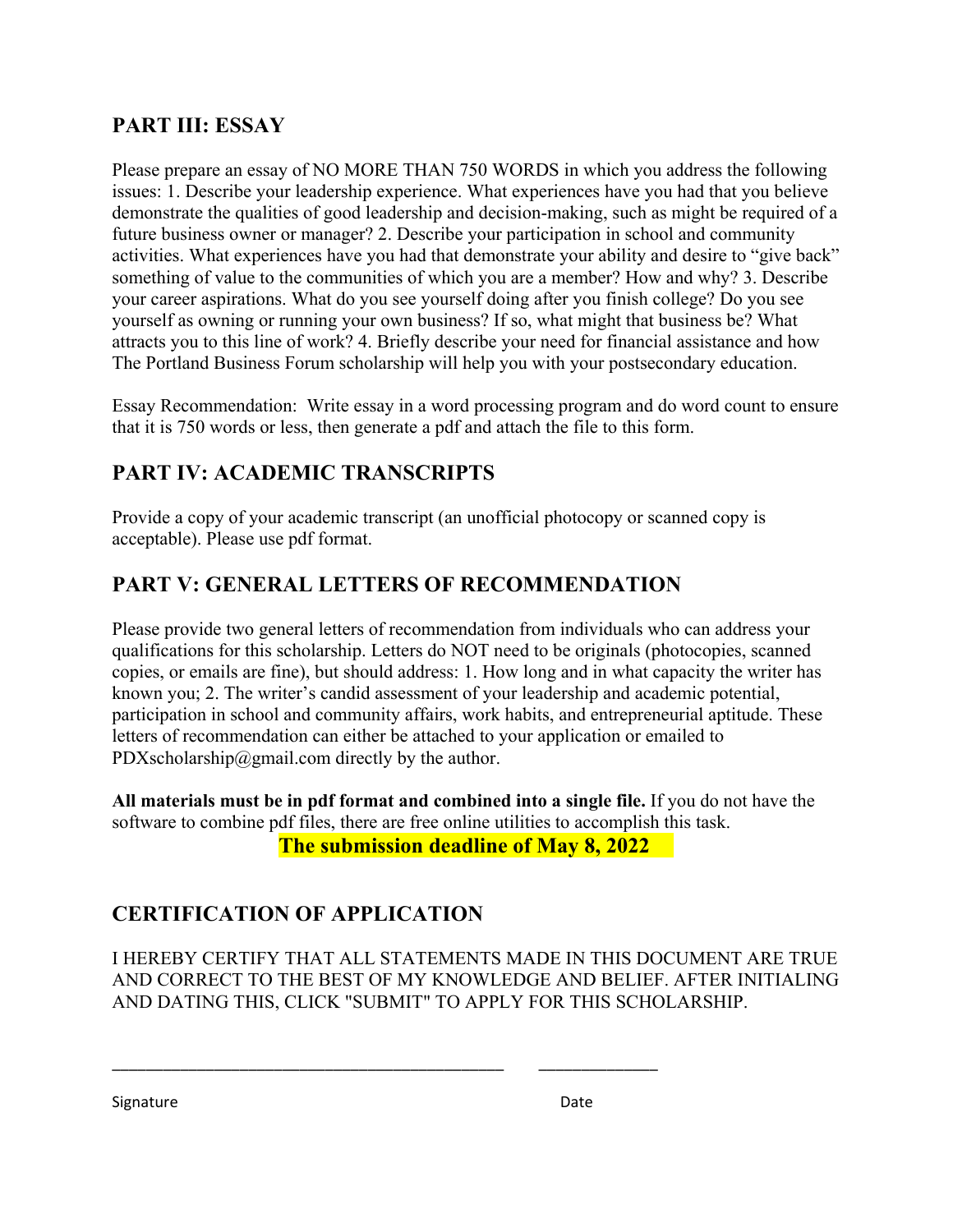## PART III: ESSAY

Please prepare an essay of NO MORE THAN 750 WORDS in which you address the following issues: 1. Describe your leadership experience. What experiences have you had that you believe demonstrate the qualities of good leadership and decision-making, such as might be required of a future business owner or manager? 2. Describe your participation in school and community activities. What experiences have you had that demonstrate your ability and desire to "give back" something of value to the communities of which you are a member? How and why? 3. Describe your career aspirations. What do you see yourself doing after you finish college? Do you see yourself as owning or running your own business? If so, what might that business be? What attracts you to this line of work? 4. Briefly describe your need for financial assistance and how The Portland Business Forum scholarship will help you with your postsecondary education.

Essay Recommendation: Write essay in a word processing program and do word count to ensure that it is 750 words or less, then generate a pdf and attach the file to this form.

## PART IV: ACADEMIC TRANSCRIPTS

Provide a copy of your academic transcript (an unofficial photocopy or scanned copy is acceptable). Please use pdf format.

## PART V: GENERAL LETTERS OF RECOMMENDATION

Please provide two general letters of recommendation from individuals who can address your qualifications for this scholarship. Letters do NOT need to be originals (photocopies, scanned copies, or emails are fine), but should address: 1. How long and in what capacity the writer has known you; 2. The writer's candid assessment of your leadership and academic potential, participation in school and community affairs, work habits, and entrepreneurial aptitude. These letters of recommendation can either be attached to your application or emailed to PDXscholarship@gmail.com directly by the author.

**All materials must be in pdf format and combined into a single file.** If you do not have the software to combine pdf files, there are free online utilities to accomplish this task.

**The submission deadline of May 8, 2022**

## CERTIFICATION OF APPLICATION

I HEREBY CERTIFY THAT ALL STATEMENTS MADE IN THIS DOCUMENT ARE TRUE AND CORRECT TO THE BEST OF MY KNOWLEDGE AND BELIEF. AFTER INITIALING AND DATING THIS, CLICK "SUBMIT" TO APPLY FOR THIS SCHOLARSHIP.

\_\_\_\_\_\_\_\_\_\_\_\_\_\_\_\_\_\_\_\_\_\_\_\_\_\_\_\_\_\_\_\_\_\_\_\_\_\_\_\_\_\_\_\_ \_\_\_\_\_\_\_\_\_\_\_\_\_\_

Signature Date